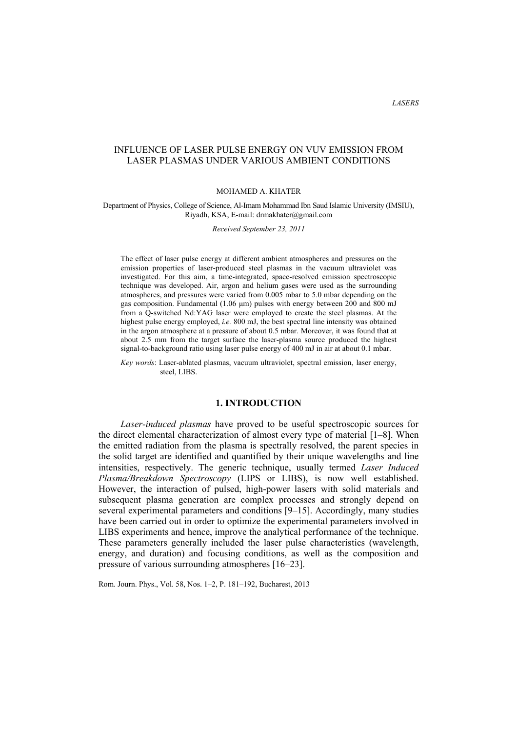# INFLUENCE OF LASER PULSE ENERGY ON VUV EMISSION FROM LASER PLASMAS UNDER VARIOUS AMBIENT CONDITIONS

MOHAMED A. KHATER

Department of Physics, College of Science, Al-Imam Mohammad Ibn Saud Islamic University (IMSIU), Riyadh, KSA, E-mail: drmakhater@gmail.com

*Received September 23, 2011*

The effect of laser pulse energy at different ambient atmospheres and pressures on the emission properties of laser-produced steel plasmas in the vacuum ultraviolet was investigated. For this aim, a time-integrated, space-resolved emission spectroscopic technique was developed. Air, argon and helium gases were used as the surrounding atmospheres, and pressures were varied from 0.005 mbar to 5.0 mbar depending on the gas composition. Fundamental (1.06 μm) pulses with energy between 200 and 800 mJ from a Q-switched Nd:YAG laser were employed to create the steel plasmas. At the highest pulse energy employed, *i.e.* 800 mJ, the best spectral line intensity was obtained in the argon atmosphere at a pressure of about 0.5 mbar. Moreover, it was found that at about 2.5 mm from the target surface the laser-plasma source produced the highest signal-to-background ratio using laser pulse energy of 400 mJ in air at about 0.1 mbar.

*Key words*: Laser-ablated plasmas, vacuum ultraviolet, spectral emission, laser energy, steel, LIBS.

## 1. INTRODUCTION

*Laser-induced plasmas* have proved to be useful spectroscopic sources for the direct elemental characterization of almost every type of material [1–8]. When the emitted radiation from the plasma is spectrally resolved, the parent species in the solid target are identified and quantified by their unique wavelengths and line intensities, respectively. The generic technique, usually termed *Laser Induced Plasma/Breakdown Spectroscopy* (LIPS or LIBS), is now well established. However, the interaction of pulsed, high-power lasers with solid materials and subsequent plasma generation are complex processes and strongly depend on several experimental parameters and conditions [9–15]. Accordingly, many studies have been carried out in order to optimize the experimental parameters involved in LIBS experiments and hence, improve the analytical performance of the technique. These parameters generally included the laser pulse characteristics (wavelength, energy, and duration) and focusing conditions, as well as the composition and pressure of various surrounding atmospheres [16–23].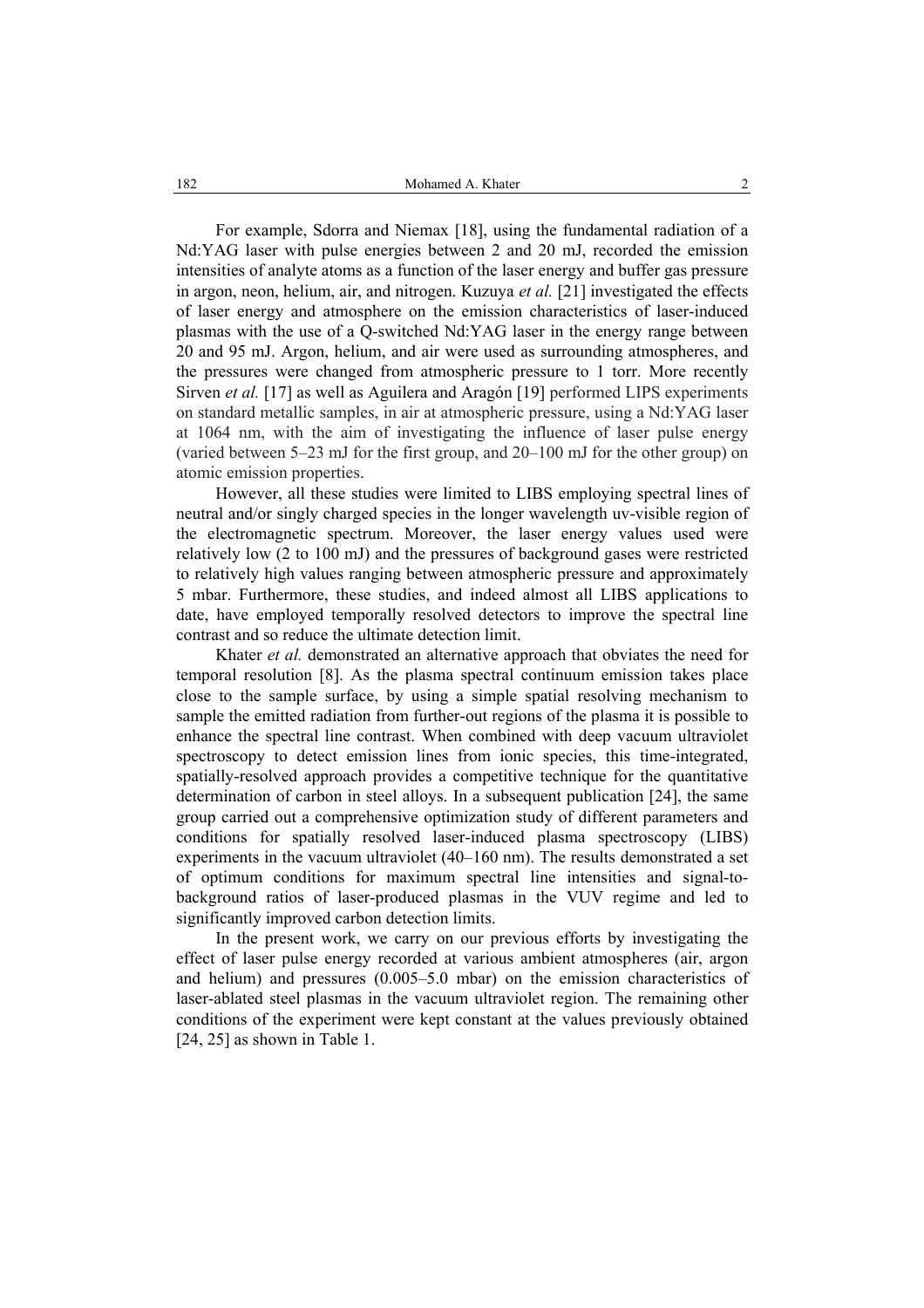For example, Sdorra and Niemax [18], using the fundamental radiation of a Nd:YAG laser with pulse energies between 2 and 20 mJ, recorded the emission intensities of analyte atoms as a function of the laser energy and buffer gas pressure in argon, neon, helium, air, and nitrogen. Kuzuya *et al.* [21] investigated the effects of laser energy and atmosphere on the emission characteristics of laser-induced plasmas with the use of a Q-switched Nd:YAG laser in the energy range between 20 and 95 mJ. Argon, helium, and air were used as surrounding atmospheres, and the pressures were changed from atmospheric pressure to 1 torr. More recently Sirven *et al.* [17] as well as Aguilera and Aragón [19] performed LIPS experiments on standard metallic samples, in air at atmospheric pressure, using a Nd:YAG laser at 1064 nm, with the aim of investigating the influence of laser pulse energy (varied between 5–23 mJ for the first group, and 20–100 mJ for the other group) on atomic emission properties.

However, all these studies were limited to LIBS employing spectral lines of neutral and/or singly charged species in the longer wavelength uv-visible region of the electromagnetic spectrum. Moreover, the laser energy values used were relatively low (2 to 100 mJ) and the pressures of background gases were restricted to relatively high values ranging between atmospheric pressure and approximately 5 mbar. Furthermore, these studies, and indeed almost all LIBS applications to date, have employed temporally resolved detectors to improve the spectral line contrast and so reduce the ultimate detection limit.

Khater *et al.* demonstrated an alternative approach that obviates the need for temporal resolution [8]. As the plasma spectral continuum emission takes place close to the sample surface, by using a simple spatial resolving mechanism to sample the emitted radiation from further-out regions of the plasma it is possible to enhance the spectral line contrast. When combined with deep vacuum ultraviolet spectroscopy to detect emission lines from ionic species, this time-integrated, spatially-resolved approach provides a competitive technique for the quantitative determination of carbon in steel alloys. In a subsequent publication [24], the same group carried out a comprehensive optimization study of different parameters and conditions for spatially resolved laser-induced plasma spectroscopy (LIBS) experiments in the vacuum ultraviolet (40–160 nm). The results demonstrated a set of optimum conditions for maximum spectral line intensities and signal-to-background ratios of laser-produced plasmas in the VUV regime and led to significantly improved carbon detection limits.

In the present work, we carry on our previous efforts by investigating the effect of laser pulse energy recorded at various ambient atmospheres (air, argon and helium) and pressures (0.005–5.0 mbar) on the emission characteristics of laser-ablated steel plasmas in the vacuum ultraviolet region. The remaining other conditions of the experiment were kept constant at the values previously obtained [24, 25] as shown in Table 1.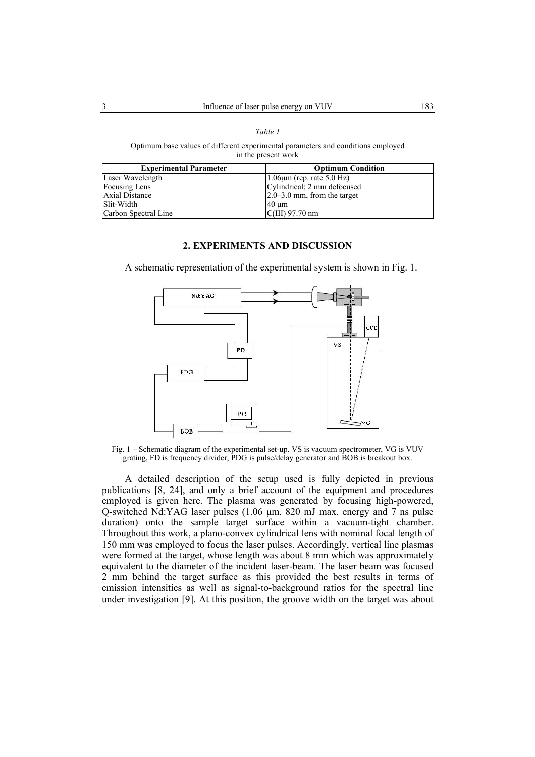*Table 1*

Optimum base values of different experimental parameters and conditions employed in the present work

| Experimental Parameter | Optimum Condition |
|---|---|
| Laser Wavelength | 1.06μm (rep. rate 5.0 Hz) |
| Focusing Lens | Cylindrical; 2 mm defocused |
| Axial Distance | 2.0–3.0 mm, from the target |
| Slit-Width | 40 μm |
| Carbon Spectral Line | C(III) 97.70 nm |

## 2. EXPERIMENTS AND DISCUSSION

A schematic representation of the experimental system is shown in Fig. 1.

Fig. 1 – Schematic diagram of the experimental set-up. VS is vacuum spectrometer, VG is VUV grating, FD is frequency divider, PDG is pulse/delay generator and BOB is breakout box.

A detailed description of the setup used is fully depicted in previous publications [8, 24], and only a brief account of the equipment and procedures employed is given here. The plasma was generated by focusing high-powered, Q-switched Nd:YAG laser pulses (1.06 μm, 820 mJ max. energy and 7 ns pulse duration) onto the sample target surface within a vacuum-tight chamber. Throughout this work, a plano-convex cylindrical lens with nominal focal length of 150 mm was employed to focus the laser pulses. Accordingly, vertical line plasmas were formed at the target, whose length was about 8 mm which was approximately equivalent to the diameter of the incident laser-beam. The laser beam was focused 2 mm behind the target surface as this provided the best results in terms of emission intensities as well as signal-to-background ratios for the spectral line under investigation [9]. At this position, the groove width on the target was about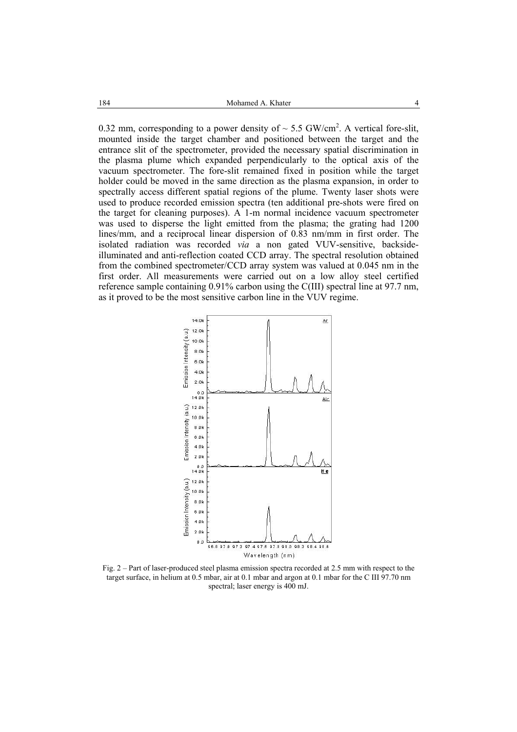0.32 mm, corresponding to a power density of ~ 5.5 GW/cm$^2$. A vertical fore-slit, mounted inside the target chamber and positioned between the target and the entrance slit of the spectrometer, provided the necessary spatial discrimination in the plasma plume which expanded perpendicularly to the optical axis of the vacuum spectrometer. The fore-slit remained fixed in position while the target holder could be moved in the same direction as the plasma expansion, in order to spectrally access different spatial regions of the plume. Twenty laser shots were used to produce recorded emission spectra (ten additional pre-shots were fired on the target for cleaning purposes). A 1-m normal incidence vacuum spectrometer was used to disperse the light emitted from the plasma; the grating had 1200 lines/mm, and a reciprocal linear dispersion of 0.83 nm/mm in first order. The isolated radiation was recorded *via* a non gated VUV-sensitive, backside-illuminated and anti-reflection coated CCD array. The spectral resolution obtained from the combined spectrometer/CCD array system was valued at 0.045 nm in the first order. All measurements were carried out on a low alloy steel certified reference sample containing 0.91% carbon using the C(III) spectral line at 97.7 nm, as it proved to be the most sensitive carbon line in the VUV regime.

Fig. 2 – Part of laser-produced steel plasma emission spectra recorded at 2.5 mm with respect to the target surface, in helium at 0.5 mbar, air at 0.1 mbar and argon at 0.1 mbar for the C III 97.70 nm spectral; laser energy is 400 mJ.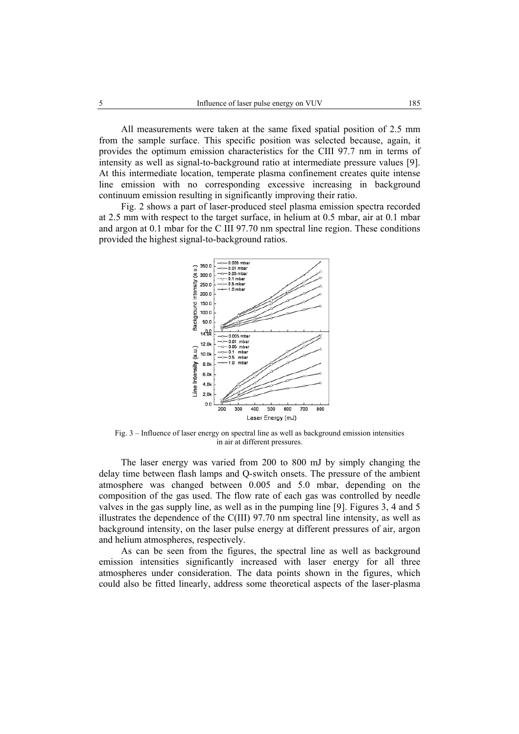All measurements were taken at the same fixed spatial position of 2.5 mm from the sample surface. This specific position was selected because, again, it provides the optimum emission characteristics for the CIII 97.7 nm in terms of intensity as well as signal-to-background ratio at intermediate pressure values [9]. At this intermediate location, temperate plasma confinement creates quite intense line emission with no corresponding excessive increasing in background continuum emission resulting in significantly improving their ratio.

Fig. 2 shows a part of laser-produced steel plasma emission spectra recorded at 2.5 mm with respect to the target surface, in helium at 0.5 mbar, air at 0.1 mbar and argon at 0.1 mbar for the C III 97.70 nm spectral line region. These conditions provided the highest signal-to-background ratios.

Fig. 3 – Influence of laser energy on spectral line as well as background emission intensities in air at different pressures.

The laser energy was varied from 200 to 800 mJ by simply changing the delay time between flash lamps and Q-switch onsets. The pressure of the ambient atmosphere was changed between 0.005 and 5.0 mbar, depending on the composition of the gas used. The flow rate of each gas was controlled by needle valves in the gas supply line, as well as in the pumping line [9]. Figures 3, 4 and 5 illustrates the dependence of the C(III) 97.70 nm spectral line intensity, as well as background intensity, on the laser pulse energy at different pressures of air, argon and helium atmospheres, respectively.

As can be seen from the figures, the spectral line as well as background emission intensities significantly increased with laser energy for all three atmospheres under consideration. The data points shown in the figures, which could also be fitted linearly, address some theoretical aspects of the laser-plasma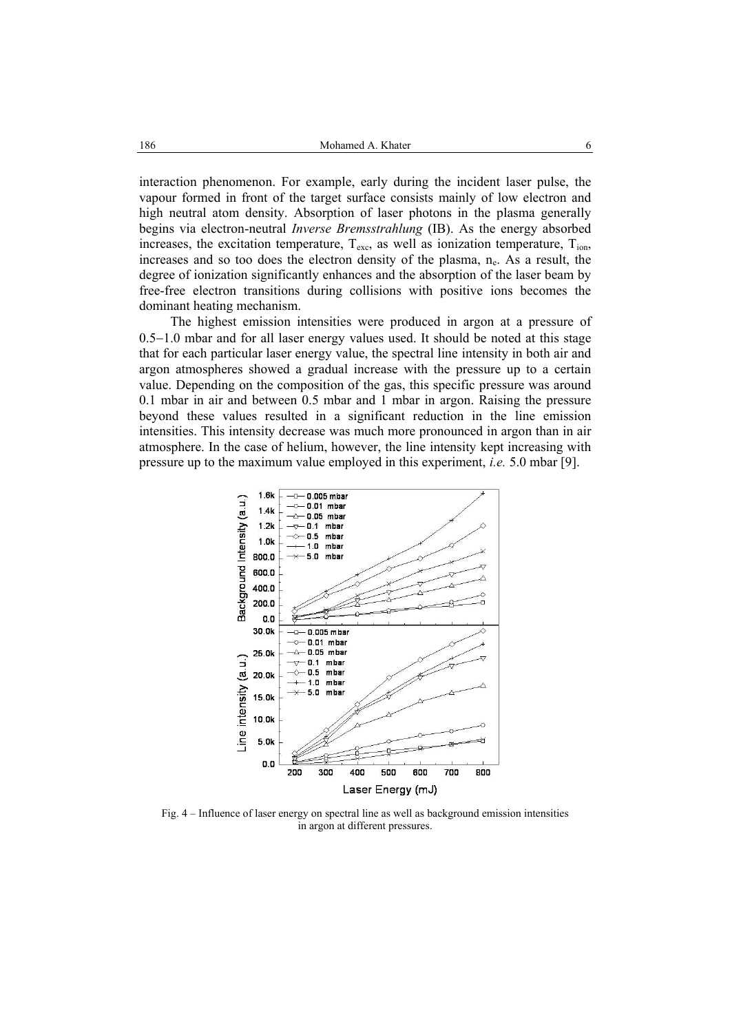interaction phenomenon. For example, early during the incident laser pulse, the vapour formed in front of the target surface consists mainly of low electron and high neutral atom density. Absorption of laser photons in the plasma generally begins via electron-neutral *Inverse Bremsstrahlung* (IB). As the energy absorbed increases, the excitation temperature, $T_{exc}$, as well as ionization temperature, $T_{ion}$, increases and so too does the electron density of the plasma, $n_e$. As a result, the degree of ionization significantly enhances and the absorption of the laser beam by free-free electron transitions during collisions with positive ions becomes the dominant heating mechanism.

The highest emission intensities were produced in argon at a pressure of 0.5−1.0 mbar and for all laser energy values used. It should be noted at this stage that for each particular laser energy value, the spectral line intensity in both air and argon atmospheres showed a gradual increase with the pressure up to a certain value. Depending on the composition of the gas, this specific pressure was around 0.1 mbar in air and between 0.5 mbar and 1 mbar in argon. Raising the pressure beyond these values resulted in a significant reduction in the line emission intensities. This intensity decrease was much more pronounced in argon than in air atmosphere. In the case of helium, however, the line intensity kept increasing with pressure up to the maximum value employed in this experiment, *i.e.* 5.0 mbar [9].

Fig. 4 – Influence of laser energy on spectral line as well as background emission intensities in argon at different pressures.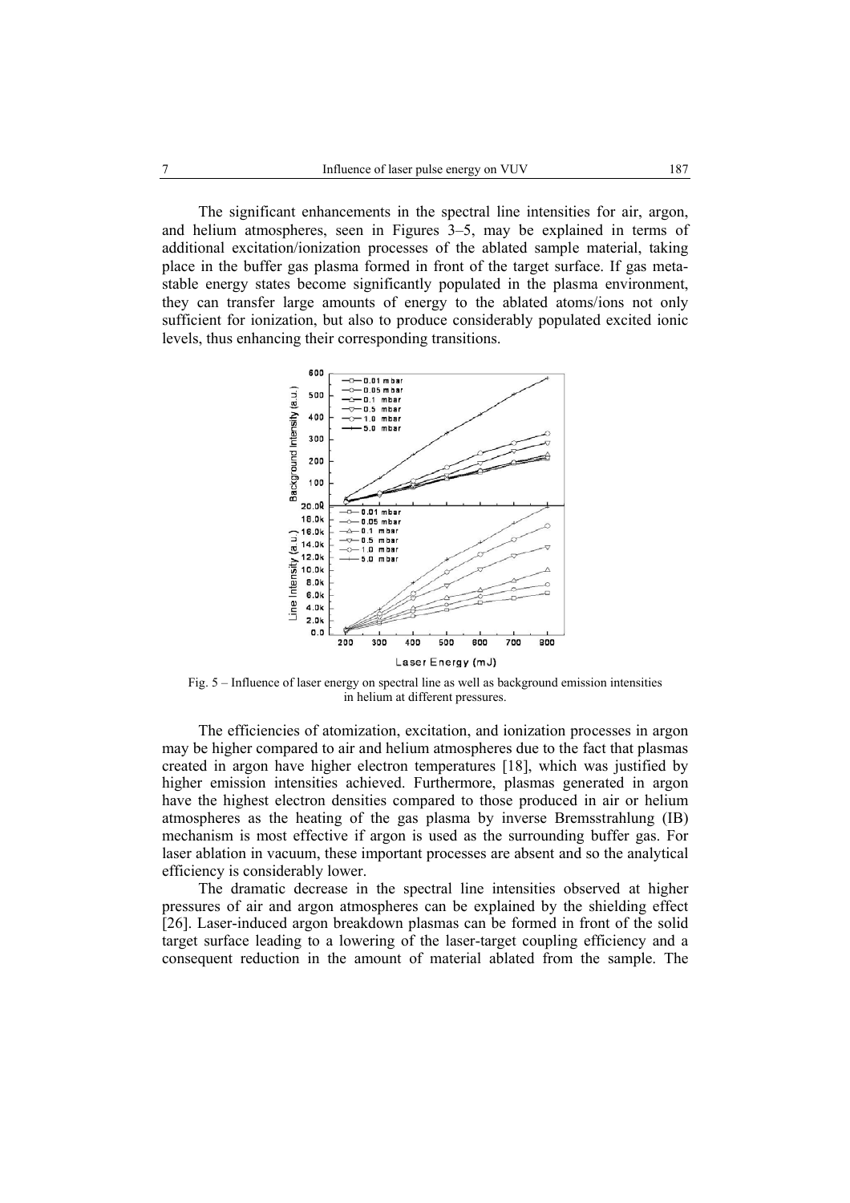The significant enhancements in the spectral line intensities for air, argon, and helium atmospheres, seen in Figures 3–5, may be explained in terms of additional excitation/ionization processes of the ablated sample material, taking place in the buffer gas plasma formed in front of the target surface. If gas metastable energy states become significantly populated in the plasma environment, they can transfer large amounts of energy to the ablated atoms/ions not only sufficient for ionization, but also to produce considerably populated excited ionic levels, thus enhancing their corresponding transitions.

Fig. 5 – Influence of laser energy on spectral line as well as background emission intensities in helium at different pressures.

The efficiencies of atomization, excitation, and ionization processes in argon may be higher compared to air and helium atmospheres due to the fact that plasmas created in argon have higher electron temperatures [18], which was justified by higher emission intensities achieved. Furthermore, plasmas generated in argon have the highest electron densities compared to those produced in air or helium atmospheres as the heating of the gas plasma by inverse Bremsstrahlung (IB) mechanism is most effective if argon is used as the surrounding buffer gas. For laser ablation in vacuum, these important processes are absent and so the analytical efficiency is considerably lower.

The dramatic decrease in the spectral line intensities observed at higher pressures of air and argon atmospheres can be explained by the shielding effect [26]. Laser-induced argon breakdown plasmas can be formed in front of the solid target surface leading to a lowering of the laser-target coupling efficiency and a consequent reduction in the amount of material ablated from the sample. The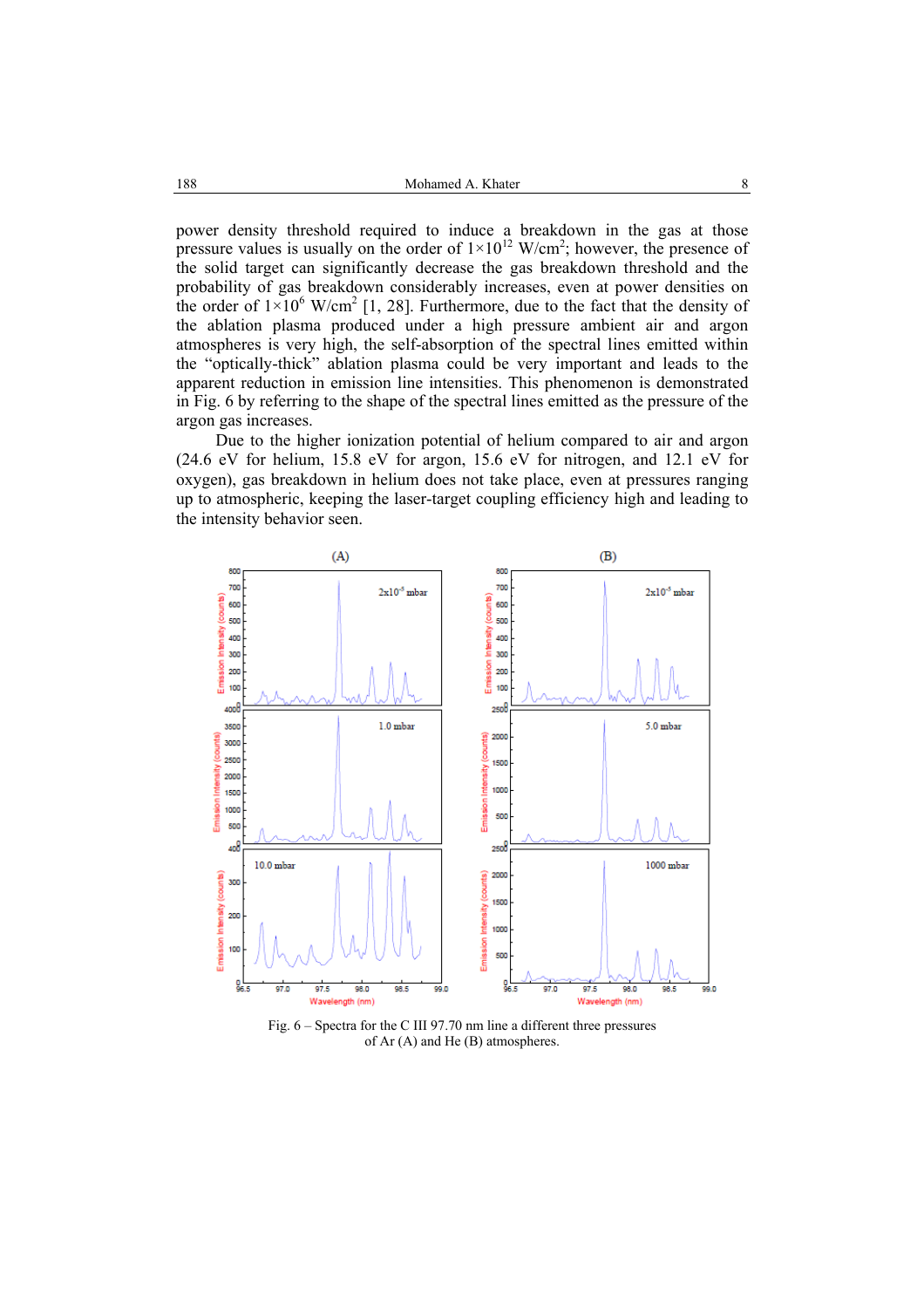power density threshold required to induce a breakdown in the gas at those pressure values is usually on the order of $1\times10^{12}$ W/cm$^2$; however, the presence of the solid target can significantly decrease the gas breakdown threshold and the probability of gas breakdown considerably increases, even at power densities on the order of $1\times10^{6}$ W/cm$^2$ [1, 28]. Furthermore, due to the fact that the density of the ablation plasma produced under a high pressure ambient air and argon atmospheres is very high, the self-absorption of the spectral lines emitted within the "optically-thick" ablation plasma could be very important and leads to the apparent reduction in emission line intensities. This phenomenon is demonstrated in Fig. 6 by referring to the shape of the spectral lines emitted as the pressure of the argon gas increases.

Due to the higher ionization potential of helium compared to air and argon (24.6 eV for helium, 15.8 eV for argon, 15.6 eV for nitrogen, and 12.1 eV for oxygen), gas breakdown in helium does not take place, even at pressures ranging up to atmospheric, keeping the laser-target coupling efficiency high and leading to the intensity behavior seen.

Fig. 6 – Spectra for the C III 97.70 nm line a different three pressures of Ar (A) and He (B) atmospheres.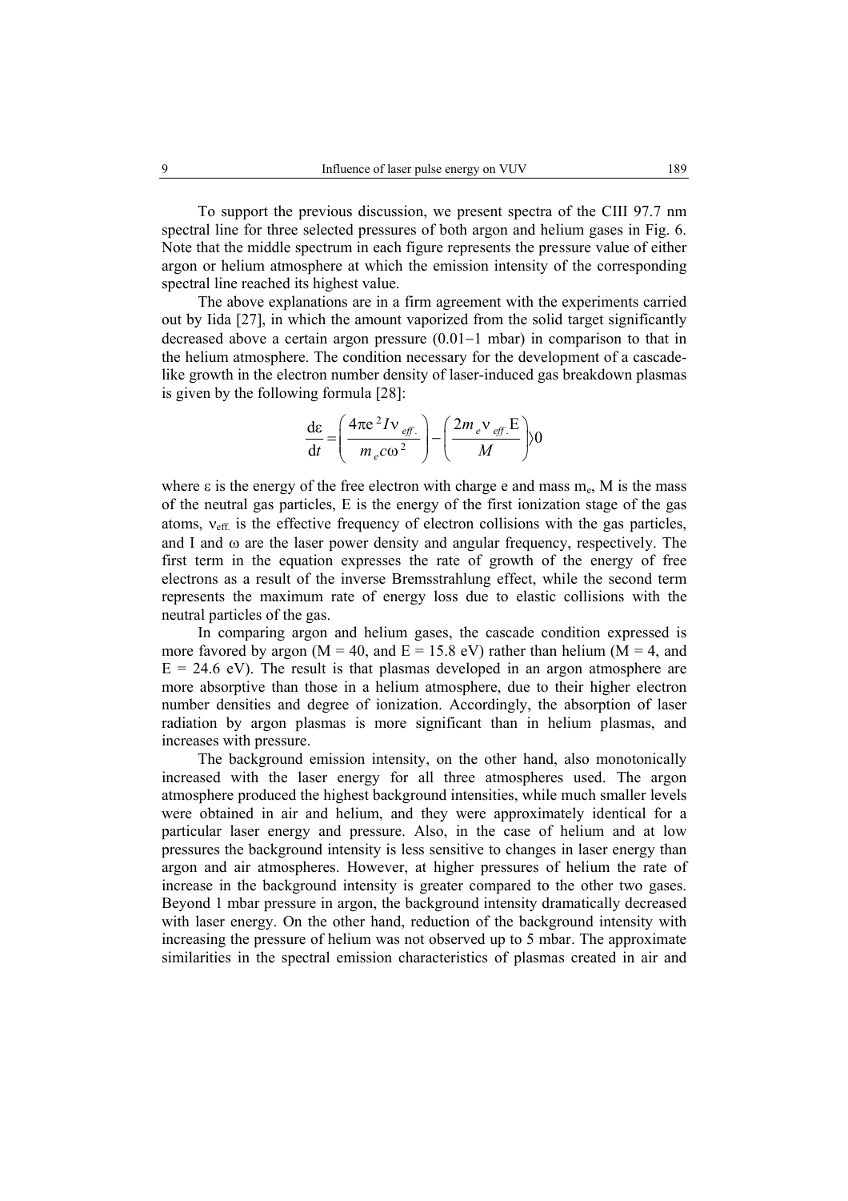To support the previous discussion, we present spectra of the CIII 97.7 nm spectral line for three selected pressures of both argon and helium gases in Fig. 6. Note that the middle spectrum in each figure represents the pressure value of either argon or helium atmosphere at which the emission intensity of the corresponding spectral line reached its highest value.

The above explanations are in a firm agreement with the experiments carried out by Iida [27], in which the amount vaporized from the solid target significantly decreased above a certain argon pressure (0.01−1 mbar) in comparison to that in the helium atmosphere. The condition necessary for the development of a cascade-like growth in the electron number density of laser-induced gas breakdown plasmas is given by the following formula [28]:

$$\frac{\mathrm{d}\varepsilon}{\mathrm{d}t} = \left(\frac{4\pi \mathrm{e}^2 I \nu_{eff.}}{m_e c \omega^2}\right) - \left(\frac{2 m_e \nu_{eff.} \mathrm{E}}{M}\right) \rangle 0$$

where $\varepsilon$ is the energy of the free electron with charge e and mass $m_e$, M is the mass of the neutral gas particles, E is the energy of the first ionization stage of the gas atoms, $\nu_{eff.}$ is the effective frequency of electron collisions with the gas particles, and I and $\omega$ are the laser power density and angular frequency, respectively. The first term in the equation expresses the rate of growth of the energy of free electrons as a result of the inverse Bremsstrahlung effect, while the second term represents the maximum rate of energy loss due to elastic collisions with the neutral particles of the gas.

In comparing argon and helium gases, the cascade condition expressed is more favored by argon (M = 40, and E = 15.8 eV) rather than helium (M = 4, and E = 24.6 eV). The result is that plasmas developed in an argon atmosphere are more absorptive than those in a helium atmosphere, due to their higher electron number densities and degree of ionization. Accordingly, the absorption of laser radiation by argon plasmas is more significant than in helium plasmas, and increases with pressure.

The background emission intensity, on the other hand, also monotonically increased with the laser energy for all three atmospheres used. The argon atmosphere produced the highest background intensities, while much smaller levels were obtained in air and helium, and they were approximately identical for a particular laser energy and pressure. Also, in the case of helium and at low pressures the background intensity is less sensitive to changes in laser energy than argon and air atmospheres. However, at higher pressures of helium the rate of increase in the background intensity is greater compared to the other two gases. Beyond 1 mbar pressure in argon, the background intensity dramatically decreased with laser energy. On the other hand, reduction of the background intensity with increasing the pressure of helium was not observed up to 5 mbar. The approximate similarities in the spectral emission characteristics of plasmas created in air and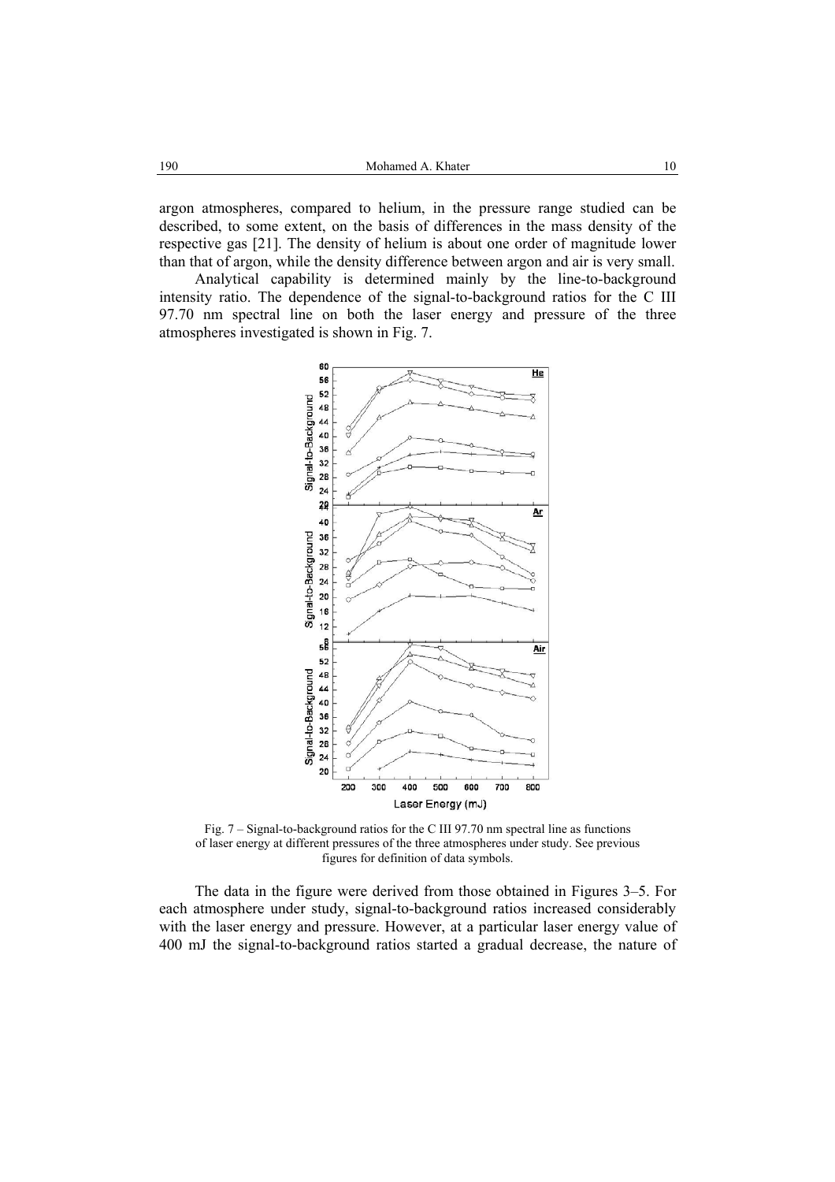argon atmospheres, compared to helium, in the pressure range studied can be described, to some extent, on the basis of differences in the mass density of the respective gas [21]. The density of helium is about one order of magnitude lower than that of argon, while the density difference between argon and air is very small.

Analytical capability is determined mainly by the line-to-background intensity ratio. The dependence of the signal-to-background ratios for the C III 97.70 nm spectral line on both the laser energy and pressure of the three atmospheres investigated is shown in Fig. 7.

Fig. 7 – Signal-to-background ratios for the C III 97.70 nm spectral line as functions of laser energy at different pressures of the three atmospheres under study. See previous figures for definition of data symbols.

The data in the figure were derived from those obtained in Figures 3–5. For each atmosphere under study, signal-to-background ratios increased considerably with the laser energy and pressure. However, at a particular laser energy value of 400 mJ the signal-to-background ratios started a gradual decrease, the nature of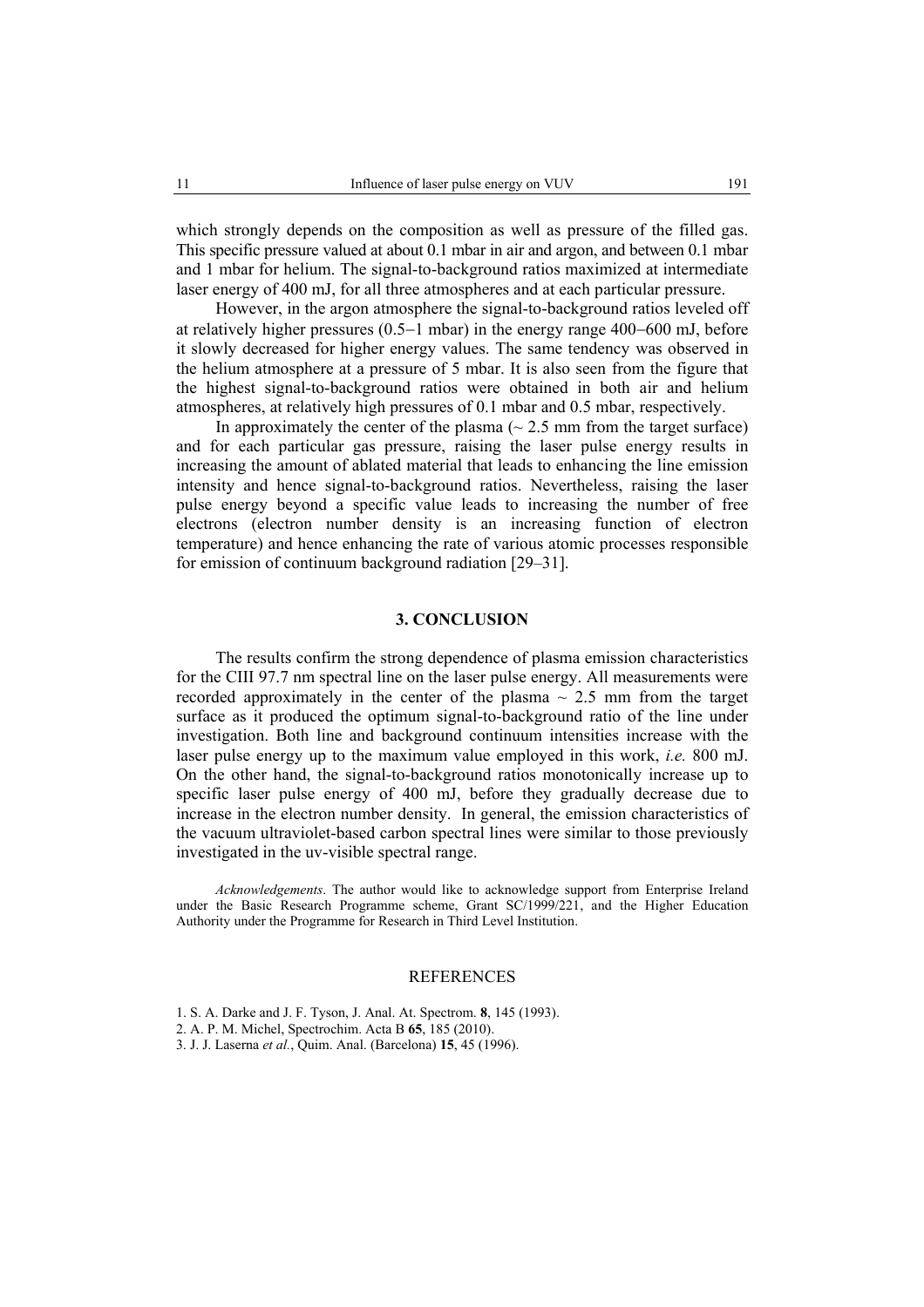which strongly depends on the composition as well as pressure of the filled gas. This specific pressure valued at about 0.1 mbar in air and argon, and between 0.1 mbar and 1 mbar for helium. The signal-to-background ratios maximized at intermediate laser energy of 400 mJ, for all three atmospheres and at each particular pressure.

However, in the argon atmosphere the signal-to-background ratios leveled off at relatively higher pressures (0.5−1 mbar) in the energy range 400−600 mJ, before it slowly decreased for higher energy values. The same tendency was observed in the helium atmosphere at a pressure of 5 mbar. It is also seen from the figure that the highest signal-to-background ratios were obtained in both air and helium atmospheres, at relatively high pressures of 0.1 mbar and 0.5 mbar, respectively.

In approximately the center of the plasma (~ 2.5 mm from the target surface) and for each particular gas pressure, raising the laser pulse energy results in increasing the amount of ablated material that leads to enhancing the line emission intensity and hence signal-to-background ratios. Nevertheless, raising the laser pulse energy beyond a specific value leads to increasing the number of free electrons (electron number density is an increasing function of electron temperature) and hence enhancing the rate of various atomic processes responsible for emission of continuum background radiation [29–31].

## 3. CONCLUSION

The results confirm the strong dependence of plasma emission characteristics for the CIII 97.7 nm spectral line on the laser pulse energy. All measurements were recorded approximately in the center of the plasma ~ 2.5 mm from the target surface as it produced the optimum signal-to-background ratio of the line under investigation. Both line and background continuum intensities increase with the laser pulse energy up to the maximum value employed in this work, *i.e.* 800 mJ. On the other hand, the signal-to-background ratios monotonically increase up to specific laser pulse energy of 400 mJ, before they gradually decrease due to increase in the electron number density. In general, the emission characteristics of the vacuum ultraviolet-based carbon spectral lines were similar to those previously investigated in the uv-visible spectral range.

*Acknowledgements*. The author would like to acknowledge support from Enterprise Ireland under the Basic Research Programme scheme, Grant SC/1999/221, and the Higher Education Authority under the Programme for Research in Third Level Institution.

## REFERENCES

1. S. A. Darke and J. F. Tyson, J. Anal. At. Spectrom. **8**, 145 (1993).
2. A. P. M. Michel, Spectrochim. Acta B **65**, 185 (2010).
3. J. J. Laserna *et al.*, Quim. Anal. (Barcelona) **15**, 45 (1996).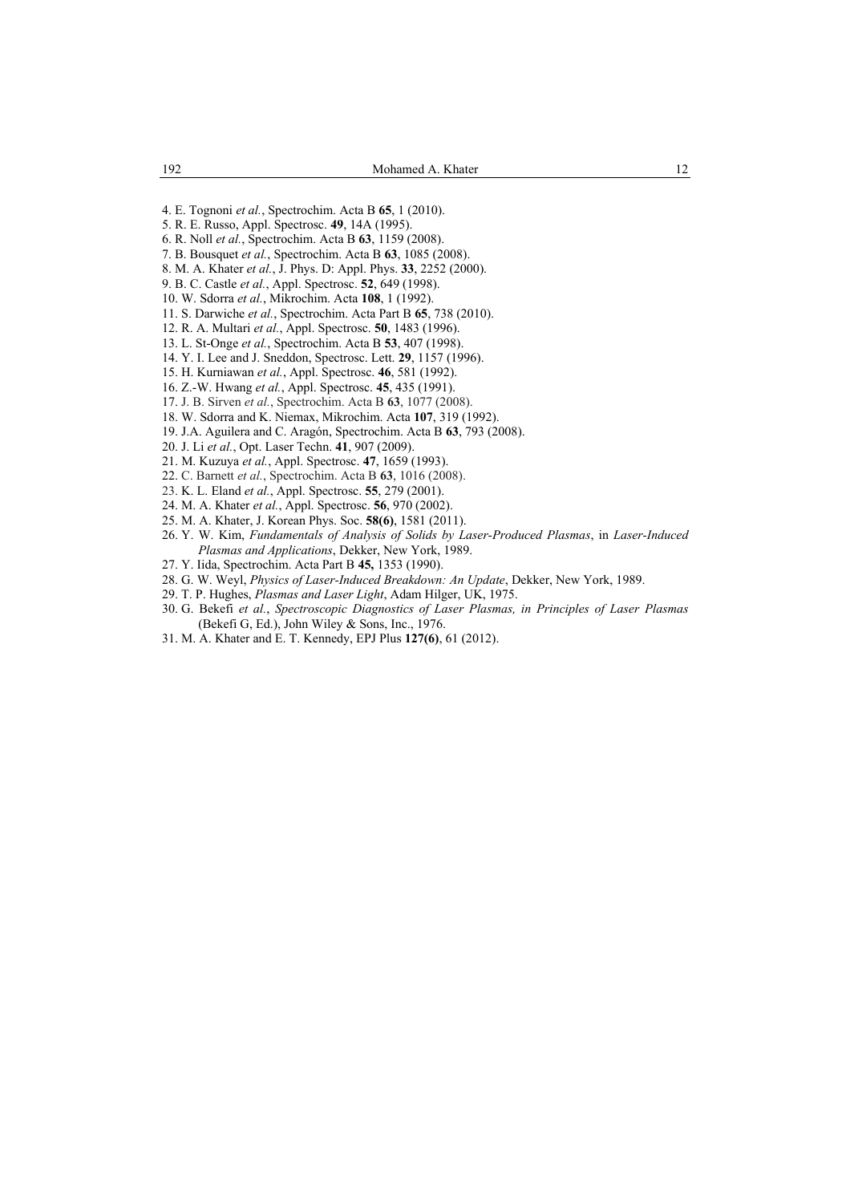4. E. Tognoni *et al.*, Spectrochim. Acta B **65**, 1 (2010).
5. R. E. Russo, Appl. Spectrosc. **49**, 14A (1995).
6. R. Noll *et al.*, Spectrochim. Acta B **63**, 1159 (2008).
7. B. Bousquet *et al.*, Spectrochim. Acta B **63**, 1085 (2008).
8. M. A. Khater *et al.*, J. Phys. D: Appl. Phys. **33**, 2252 (2000).
9. B. C. Castle *et al.*, Appl. Spectrosc. **52**, 649 (1998).
10. W. Sdorra *et al.*, Mikrochim. Acta **108**, 1 (1992).
11. S. Darwiche *et al.*, Spectrochim. Acta Part B **65**, 738 (2010).
12. R. A. Multari *et al.*, Appl. Spectrosc. **50**, 1483 (1996).
13. L. St-Onge *et al.*, Spectrochim. Acta B **53**, 407 (1998).
14. Y. I. Lee and J. Sneddon, Spectrosc. Lett. **29**, 1157 (1996).
15. H. Kurniawan *et al.*, Appl. Spectrosc. **46**, 581 (1992).
16. Z.-W. Hwang *et al.*, Appl. Spectrosc. **45**, 435 (1991).
17. J. B. Sirven *et al.*, Spectrochim. Acta B **63**, 1077 (2008).
18. W. Sdorra and K. Niemax, Mikrochim. Acta **107**, 319 (1992).
19. J.A. Aguilera and C. Aragón, Spectrochim. Acta B **63**, 793 (2008).
20. J. Li *et al.*, Opt. Laser Techn. **41**, 907 (2009).
21. M. Kuzuya *et al.*, Appl. Spectrosc. **47**, 1659 (1993).
22. C. Barnett *et al.*, Spectrochim. Acta B **63**, 1016 (2008).
23. K. L. Eland *et al.*, Appl. Spectrosc. **55**, 279 (2001).
24. M. A. Khater *et al.*, Appl. Spectrosc. **56**, 970 (2002).
25. M. A. Khater, J. Korean Phys. Soc. **58(6)**, 1581 (2011).
26. Y. W. Kim, *Fundamentals of Analysis of Solids by Laser-Produced Plasmas*, in *Laser-Induced Plasmas and Applications*, Dekker, New York, 1989.
27. Y. Iida, Spectrochim. Acta Part B **45,** 1353 (1990).
28. G. W. Weyl, *Physics of Laser-Induced Breakdown: An Update*, Dekker, New York, 1989.
29. T. P. Hughes, *Plasmas and Laser Light*, Adam Hilger, UK, 1975.
30. G. Bekefi *et al.*, *Spectroscopic Diagnostics of Laser Plasmas, in Principles of Laser Plasmas* (Bekefi G, Ed.), John Wiley & Sons, Inc., 1976.
31. M. A. Khater and E. T. Kennedy, EPJ Plus **127(6)**, 61 (2012).